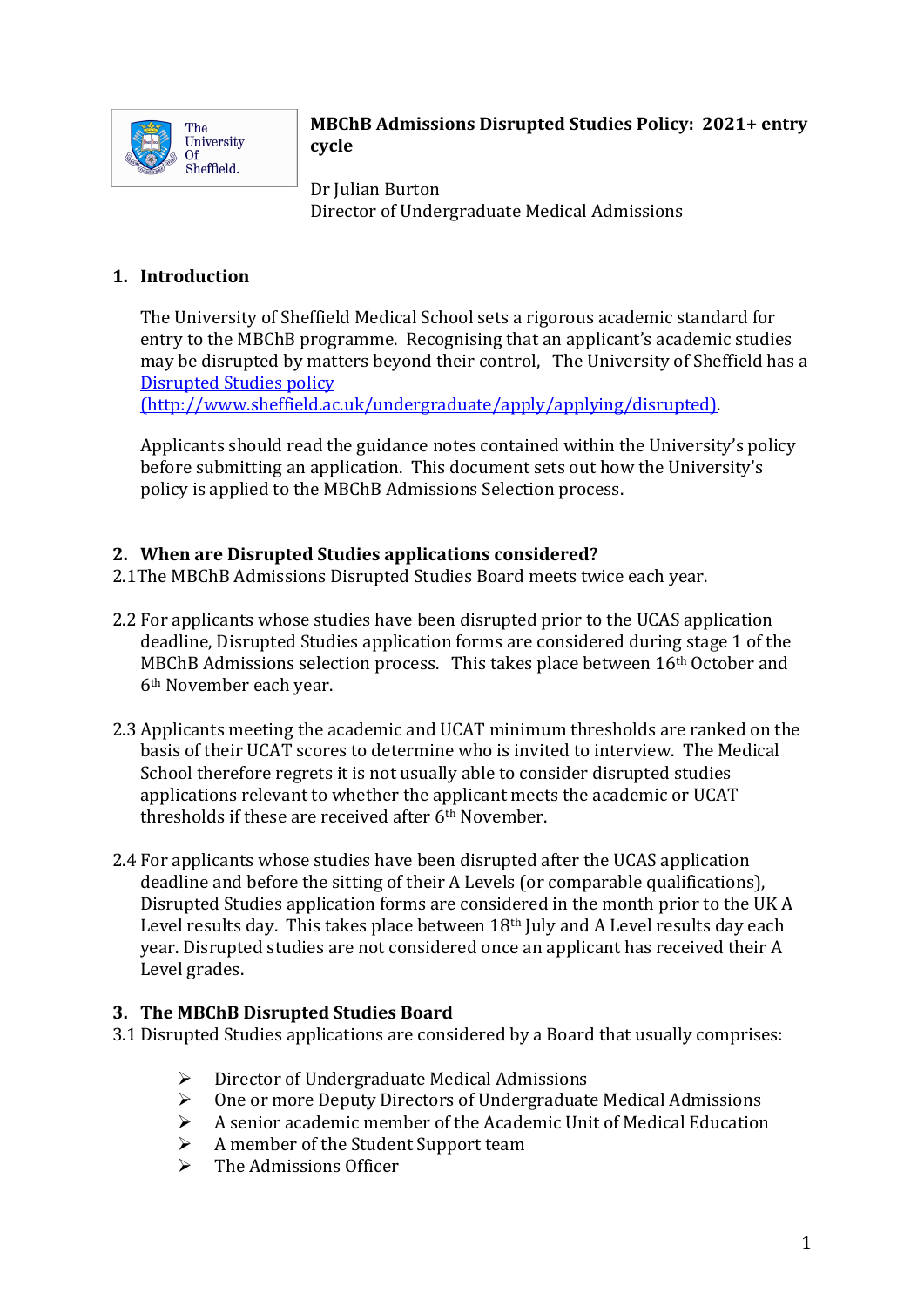# MBChB Admissions Disrupted Studies Policy: 2021+ entry cycle

Dr Julian Burton
Director of Undergraduate Medical Admissions

## 1. Introduction

The University of Sheffield Medical School sets a rigorous academic standard for entry to the MBChB programme. Recognising that an applicant's academic studies may be disrupted by matters beyond their control, The University of Sheffield has a [Disrupted Studies policy (http://www.sheffield.ac.uk/undergraduate/apply/applying/disrupted)](http://www.sheffield.ac.uk/undergraduate/apply/applying/disrupted).

Applicants should read the guidance notes contained within the University's policy before submitting an application. This document sets out how the University's policy is applied to the MBChB Admissions Selection process.

## 2. When are Disrupted Studies applications considered?

2.1 The MBChB Admissions Disrupted Studies Board meets twice each year.

2.2 For applicants whose studies have been disrupted prior to the UCAS application deadline, Disrupted Studies application forms are considered during stage 1 of the MBChB Admissions selection process. This takes place between 16th October and 6th November each year.

2.3 Applicants meeting the academic and UCAT minimum thresholds are ranked on the basis of their UCAT scores to determine who is invited to interview. The Medical School therefore regrets it is not usually able to consider disrupted studies applications relevant to whether the applicant meets the academic or UCAT thresholds if these are received after 6th November.

2.4 For applicants whose studies have been disrupted after the UCAS application deadline and before the sitting of their A Levels (or comparable qualifications), Disrupted Studies application forms are considered in the month prior to the UK A Level results day. This takes place between 18th July and A Level results day each year. Disrupted studies are not considered once an applicant has received their A Level grades.

## 3. The MBChB Disrupted Studies Board

3.1 Disrupted Studies applications are considered by a Board that usually comprises:

- Director of Undergraduate Medical Admissions
- One or more Deputy Directors of Undergraduate Medical Admissions
- A senior academic member of the Academic Unit of Medical Education
- A member of the Student Support team
- The Admissions Officer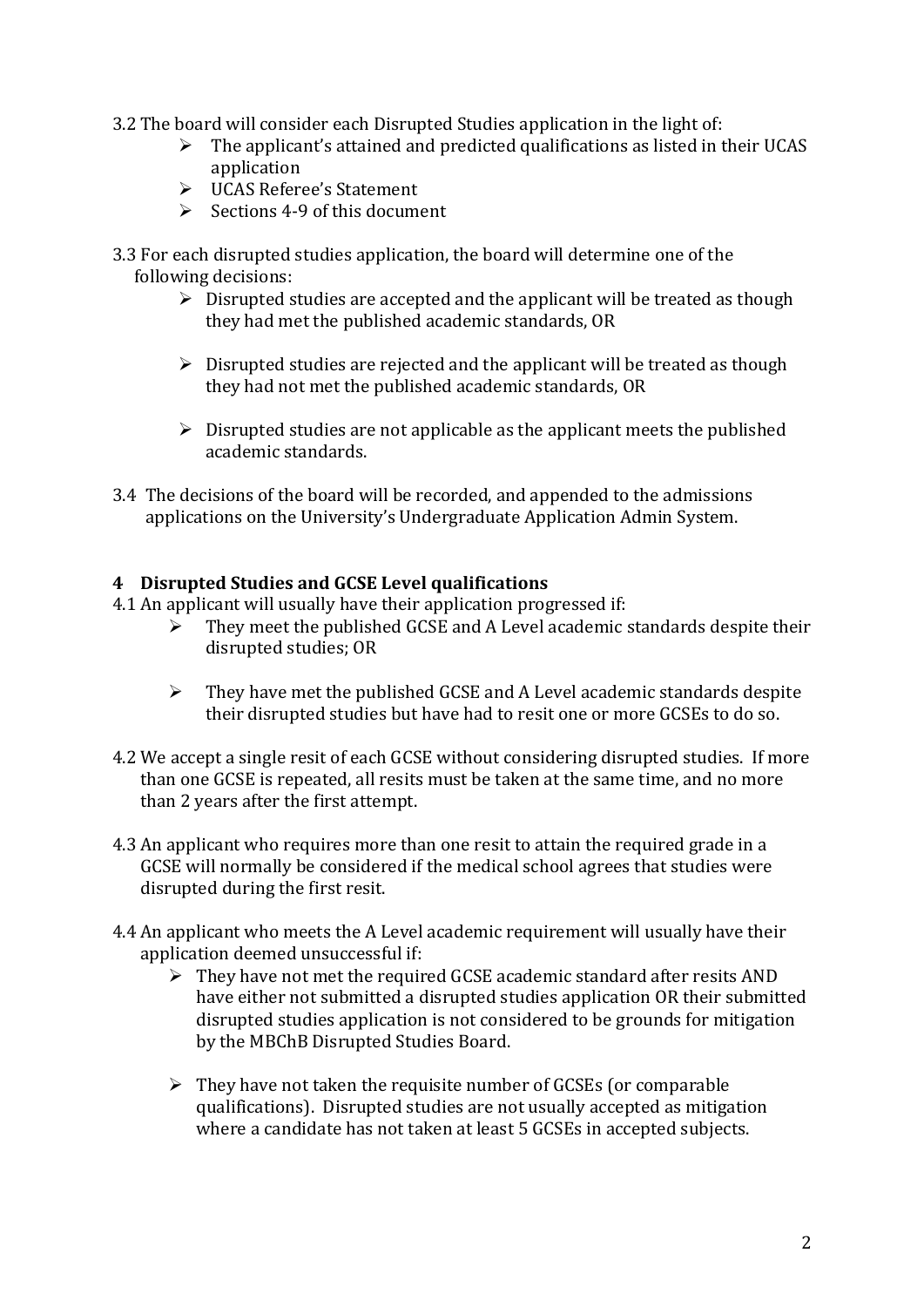3.2 The board will consider each Disrupted Studies application in the light of:

- The applicant's attained and predicted qualifications as listed in their UCAS application
- UCAS Referee's Statement
- Sections 4-9 of this document

3.3 For each disrupted studies application, the board will determine one of the following decisions:

- Disrupted studies are accepted and the applicant will be treated as though they had met the published academic standards, OR
- Disrupted studies are rejected and the applicant will be treated as though they had not met the published academic standards, OR
- Disrupted studies are not applicable as the applicant meets the published academic standards.

3.4 The decisions of the board will be recorded, and appended to the admissions applications on the University's Undergraduate Application Admin System.

## 4 Disrupted Studies and GCSE Level qualifications

4.1 An applicant will usually have their application progressed if:

- They meet the published GCSE and A Level academic standards despite their disrupted studies; OR
- They have met the published GCSE and A Level academic standards despite their disrupted studies but have had to resit one or more GCSEs to do so.

4.2 We accept a single resit of each GCSE without considering disrupted studies. If more than one GCSE is repeated, all resits must be taken at the same time, and no more than 2 years after the first attempt.

4.3 An applicant who requires more than one resit to attain the required grade in a GCSE will normally be considered if the medical school agrees that studies were disrupted during the first resit.

4.4 An applicant who meets the A Level academic requirement will usually have their application deemed unsuccessful if:

- They have not met the required GCSE academic standard after resits AND have either not submitted a disrupted studies application OR their submitted disrupted studies application is not considered to be grounds for mitigation by the MBChB Disrupted Studies Board.
- They have not taken the requisite number of GCSEs (or comparable qualifications). Disrupted studies are not usually accepted as mitigation where a candidate has not taken at least 5 GCSEs in accepted subjects.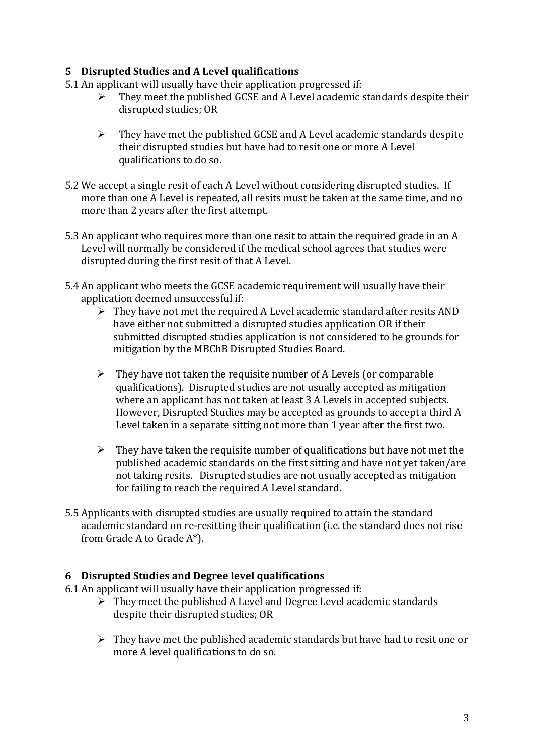## 5 Disrupted Studies and A Level qualifications

5.1 An applicant will usually have their application progressed if:

- They meet the published GCSE and A Level academic standards despite their disrupted studies; OR

- They have met the published GCSE and A Level academic standards despite their disrupted studies but have had to resit one or more A Level qualifications to do so.

5.2 We accept a single resit of each A Level without considering disrupted studies. If more than one A Level is repeated, all resits must be taken at the same time, and no more than 2 years after the first attempt.

5.3 An applicant who requires more than one resit to attain the required grade in an A Level will normally be considered if the medical school agrees that studies were disrupted during the first resit of that A Level.

5.4 An applicant who meets the GCSE academic requirement will usually have their application deemed unsuccessful if:

- They have not met the required A Level academic standard after resits AND have either not submitted a disrupted studies application OR if their submitted disrupted studies application is not considered to be grounds for mitigation by the MBChB Disrupted Studies Board.

- They have not taken the requisite number of A Levels (or comparable qualifications). Disrupted studies are not usually accepted as mitigation where an applicant has not taken at least 3 A Levels in accepted subjects. However, Disrupted Studies may be accepted as grounds to accept a third A Level taken in a separate sitting not more than 1 year after the first two.

- They have taken the requisite number of qualifications but have not met the published academic standards on the first sitting and have not yet taken/are not taking resits. Disrupted studies are not usually accepted as mitigation for failing to reach the required A Level standard.

5.5 Applicants with disrupted studies are usually required to attain the standard academic standard on re-resitting their qualification (i.e. the standard does not rise from Grade A to Grade A*).

## 6 Disrupted Studies and Degree level qualifications

6.1 An applicant will usually have their application progressed if:

- They meet the published A Level and Degree Level academic standards despite their disrupted studies; OR

- They have met the published academic standards but have had to resit one or more A level qualifications to do so.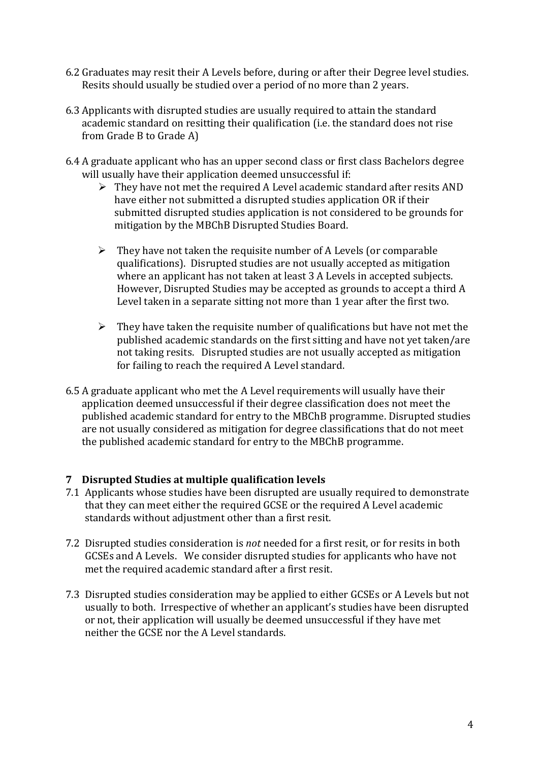6.2 Graduates may resit their A Levels before, during or after their Degree level studies. Resits should usually be studied over a period of no more than 2 years.

6.3 Applicants with disrupted studies are usually required to attain the standard academic standard on resitting their qualification (i.e. the standard does not rise from Grade B to Grade A)

6.4 A graduate applicant who has an upper second class or first class Bachelors degree will usually have their application deemed unsuccessful if:

- They have not met the required A Level academic standard after resits AND have either not submitted a disrupted studies application OR if their submitted disrupted studies application is not considered to be grounds for mitigation by the MBChB Disrupted Studies Board.
- They have not taken the requisite number of A Levels (or comparable qualifications). Disrupted studies are not usually accepted as mitigation where an applicant has not taken at least 3 A Levels in accepted subjects. However, Disrupted Studies may be accepted as grounds to accept a third A Level taken in a separate sitting not more than 1 year after the first two.
- They have taken the requisite number of qualifications but have not met the published academic standards on the first sitting and have not yet taken/are not taking resits. Disrupted studies are not usually accepted as mitigation for failing to reach the required A Level standard.

6.5 A graduate applicant who met the A Level requirements will usually have their application deemed unsuccessful if their degree classification does not meet the published academic standard for entry to the MBChB programme. Disrupted studies are not usually considered as mitigation for degree classifications that do not meet the published academic standard for entry to the MBChB programme.

## 7 Disrupted Studies at multiple qualification levels

7.1 Applicants whose studies have been disrupted are usually required to demonstrate that they can meet either the required GCSE or the required A Level academic standards without adjustment other than a first resit.

7.2 Disrupted studies consideration is *not* needed for a first resit, or for resits in both GCSEs and A Levels. We consider disrupted studies for applicants who have not met the required academic standard after a first resit.

7.3 Disrupted studies consideration may be applied to either GCSEs or A Levels but not usually to both. Irrespective of whether an applicant's studies have been disrupted or not, their application will usually be deemed unsuccessful if they have met neither the GCSE nor the A Level standards.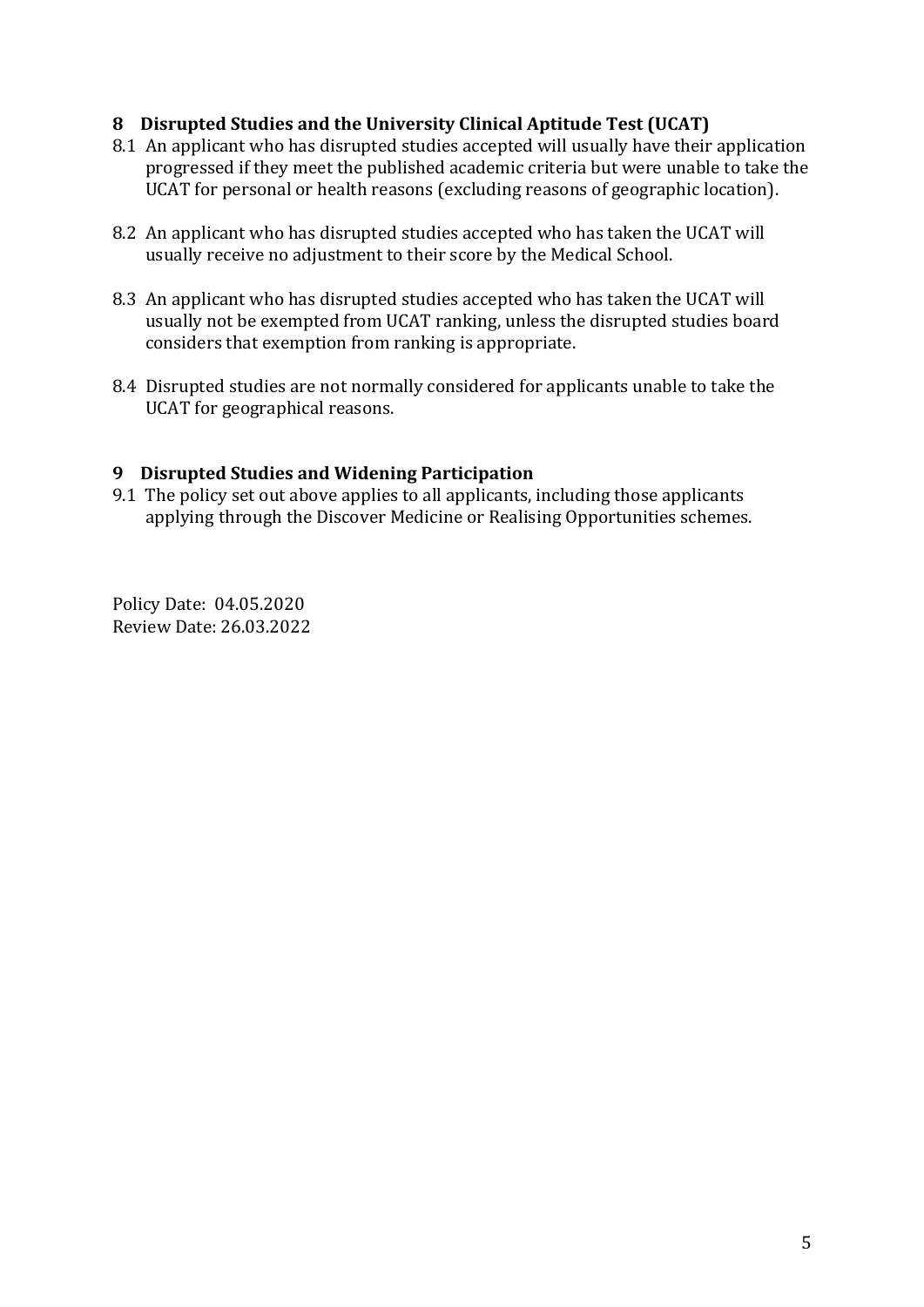## 8 Disrupted Studies and the University Clinical Aptitude Test (UCAT)

8.1 An applicant who has disrupted studies accepted will usually have their application progressed if they meet the published academic criteria but were unable to take the UCAT for personal or health reasons (excluding reasons of geographic location).

8.2 An applicant who has disrupted studies accepted who has taken the UCAT will usually receive no adjustment to their score by the Medical School.

8.3 An applicant who has disrupted studies accepted who has taken the UCAT will usually not be exempted from UCAT ranking, unless the disrupted studies board considers that exemption from ranking is appropriate.

8.4 Disrupted studies are not normally considered for applicants unable to take the UCAT for geographical reasons.

## 9 Disrupted Studies and Widening Participation

9.1 The policy set out above applies to all applicants, including those applicants applying through the Discover Medicine or Realising Opportunities schemes.

Policy Date: 04.05.2020
Review Date: 26.03.2022